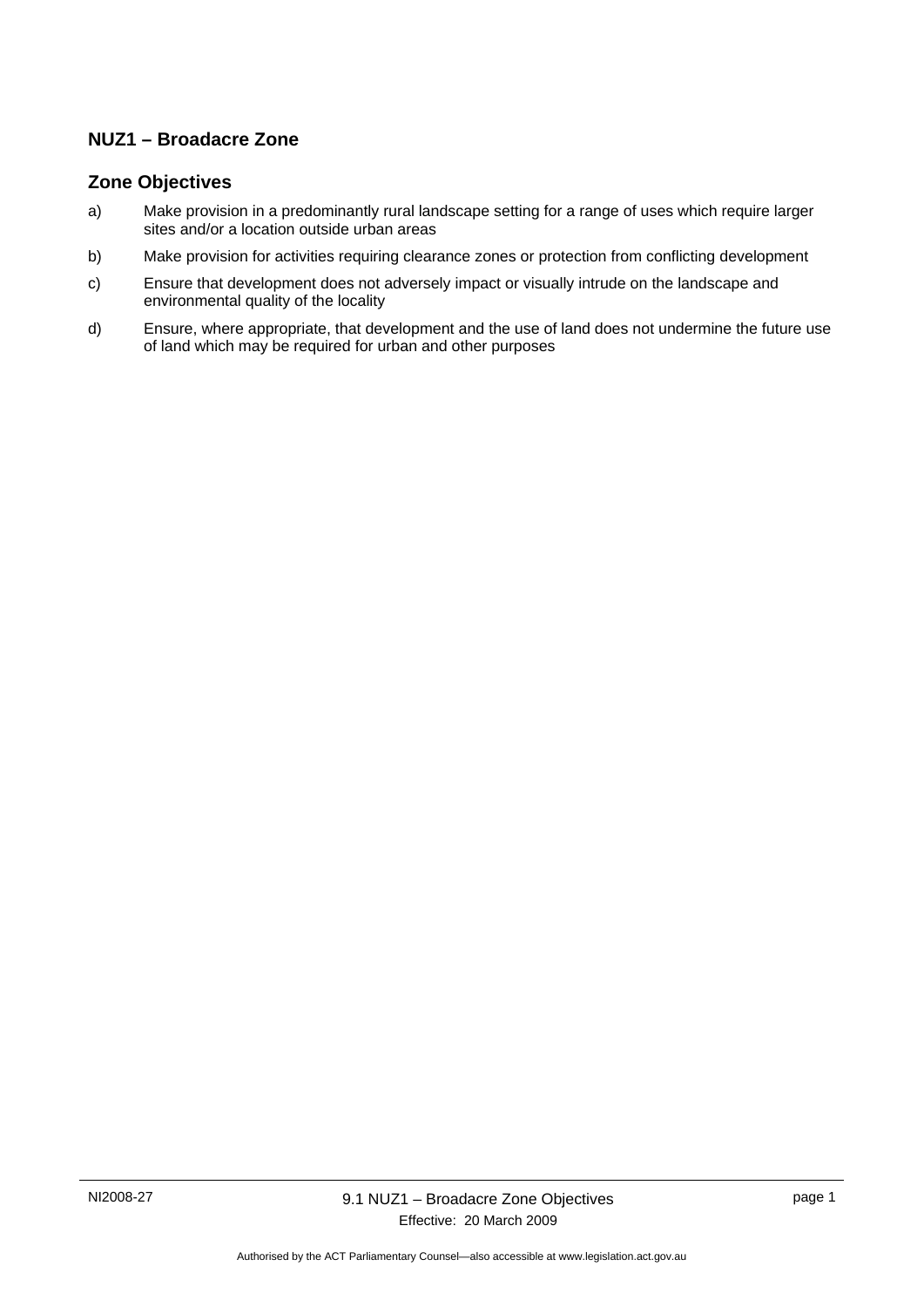## NUZ1 – Broadacre Zone

### Zone Objectives

a) Make provision in a predominantly rural landscape setting for a range of uses which require larger sites and/or a location outside urban areas

b) Make provision for activities requiring clearance zones or protection from conflicting development

c) Ensure that development does not adversely impact or visually intrude on the landscape and environmental quality of the locality

d) Ensure, where appropriate, that development and the use of land does not undermine the future use of land which may be required for urban and other purposes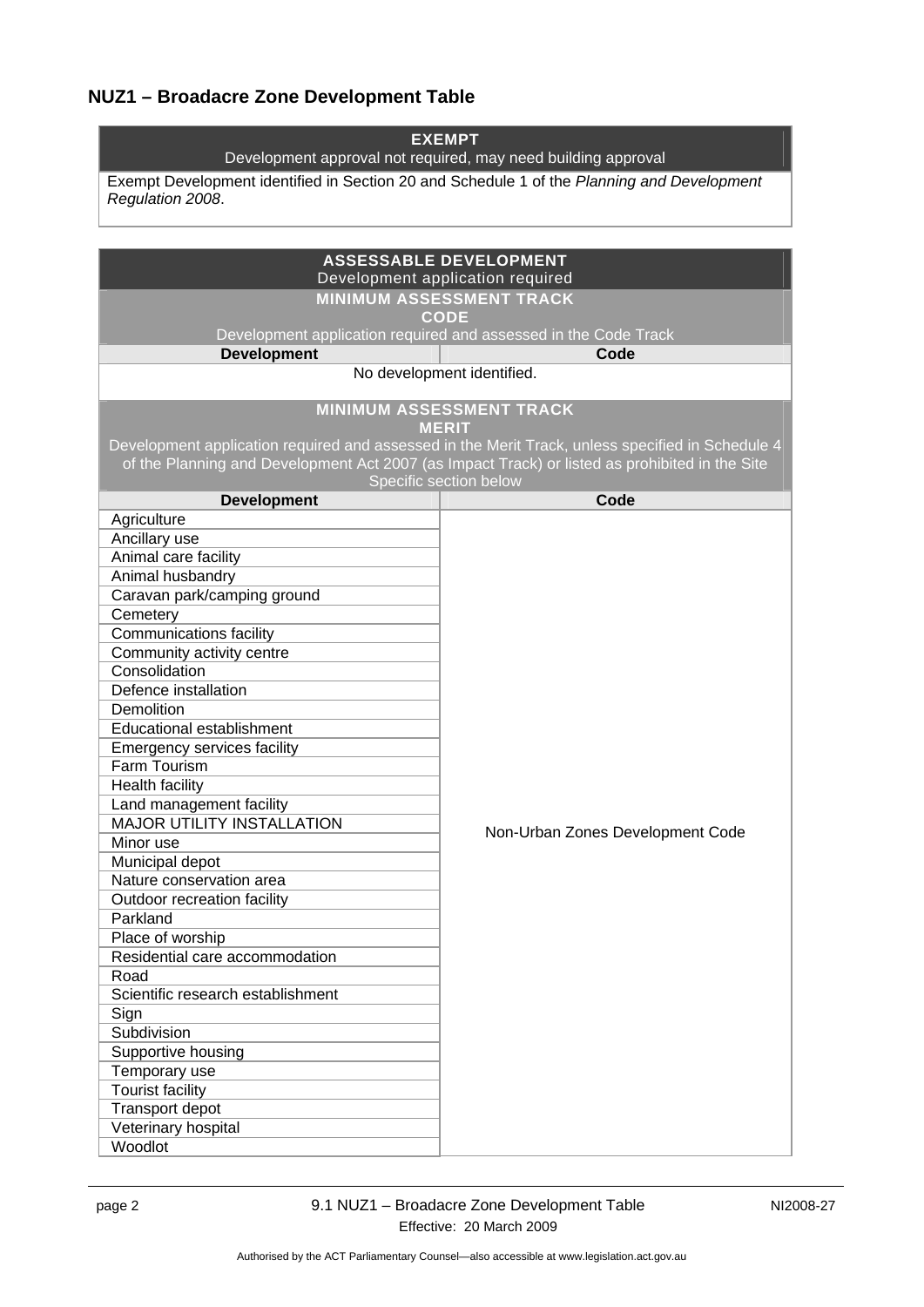## NUZ1 – Broadacre Zone Development Table

| EXEMPT<br>Development approval not required, may need building approval |
|---|
| Exempt Development identified in Section 20 and Schedule 1 of the *Planning and Development Regulation 2008*. |

| ASSESSABLE DEVELOPMENT<br>Development application required | |
|---|---|
| **MINIMUM ASSESSMENT TRACK<br>CODE**<br>Development application required and assessed in the Code Track | |
| **Development** | **Code** |
| No development identified. | |
| **MINIMUM ASSESSMENT TRACK<br>MERIT**<br>Development application required and assessed in the Merit Track, unless specified in Schedule 4 of the Planning and Development Act 2007 (as Impact Track) or listed as prohibited in the Site Specific section below | |
| **Development** | **Code** |
| Agriculture | Non-Urban Zones Development Code |
| Ancillary use | |
| Animal care facility | |
| Animal husbandry | |
| Caravan park/camping ground | |
| Cemetery | |
| Communications facility | |
| Community activity centre | |
| Consolidation | |
| Defence installation | |
| Demolition | |
| Educational establishment | |
| Emergency services facility | |
| Farm Tourism | |
| Health facility | |
| Land management facility | |
| MAJOR UTILITY INSTALLATION | |
| Minor use | |
| Municipal depot | |
| Nature conservation area | |
| Outdoor recreation facility | |
| Parkland | |
| Place of worship | |
| Residential care accommodation | |
| Road | |
| Scientific research establishment | |
| Sign | |
| Subdivision | |
| Supportive housing | |
| Temporary use | |
| Tourist facility | |
| Transport depot | |
| Veterinary hospital | |
| Woodlot | |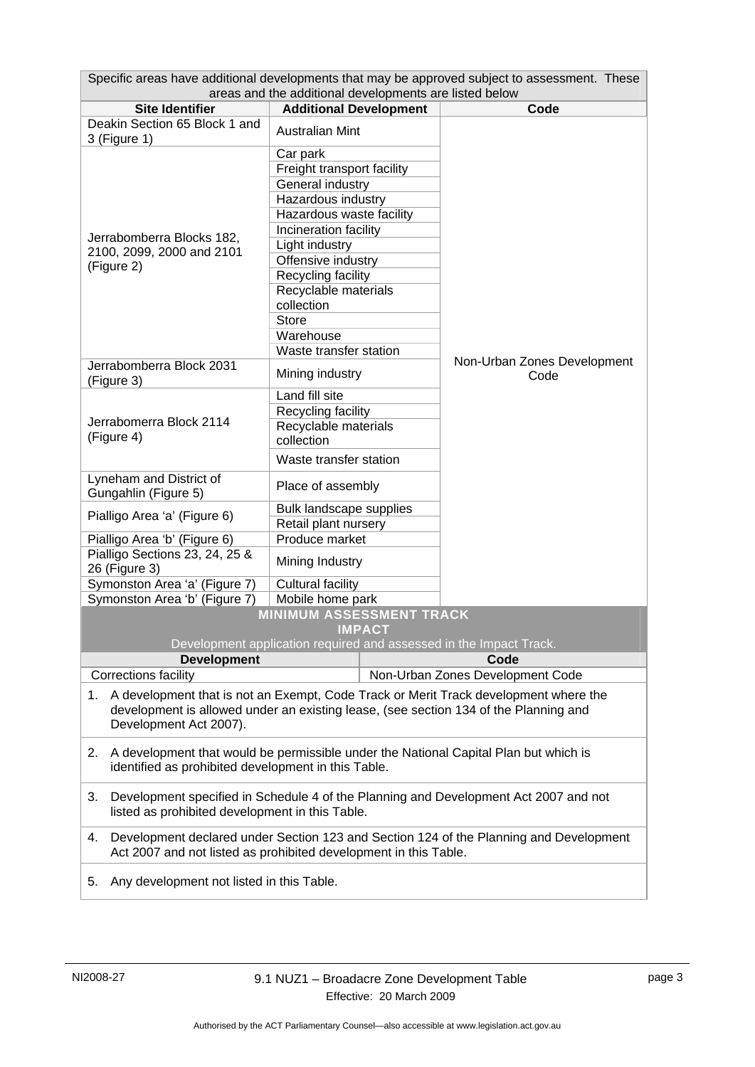| Specific areas have additional developments that may be approved subject to assessment. These areas and the additional developments are listed below | | |
|---|---|---|
| **Site Identifier** | **Additional Development** | **Code** |
| Deakin Section 65 Block 1 and 3 (Figure 1) | Australian Mint | Non-Urban Zones Development Code |
| Jerrabomberra Blocks 182, 2100, 2099, 2000 and 2101 (Figure 2) | Car park | |
| | Freight transport facility | |
| | General industry | |
| | Hazardous industry | |
| | Hazardous waste facility | |
| | Incineration facility | |
| | Light industry | |
| | Offensive industry | |
| | Recycling facility | |
| | Recyclable materials collection | |
| | Store | |
| | Warehouse | |
| | Waste transfer station | |
| Jerrabomberra Block 2031 (Figure 3) | Mining industry | |
| Jerrabomerra Block 2114 (Figure 4) | Land fill site | |
| | Recycling facility | |
| | Recyclable materials collection | |
| | Waste transfer station | |
| Lyneham and District of Gungahlin (Figure 5) | Place of assembly | |
| Pialligo Area 'a' (Figure 6) | Bulk landscape supplies | |
| | Retail plant nursery | |
| Pialligo Area 'b' (Figure 6) | Produce market | |
| Pialligo Sections 23, 24, 25 & 26 (Figure 3) | Mining Industry | |
| Symonston Area 'a' (Figure 7) | Cultural facility | |
| Symonston Area 'b' (Figure 7) | Mobile home park | |

| MINIMUM ASSESSMENT TRACK IMPACT<br>Development application required and assessed in the Impact Track. | |
|---|---|
| **Development** | **Code** |
| Corrections facility | Non-Urban Zones Development Code |

1. A development that is not an Exempt, Code Track or Merit Track development where the development is allowed under an existing lease, (see section 134 of the Planning and Development Act 2007).
2. A development that would be permissible under the National Capital Plan but which is identified as prohibited development in this Table.
3. Development specified in Schedule 4 of the Planning and Development Act 2007 and not listed as prohibited development in this Table.
4. Development declared under Section 123 and Section 124 of the Planning and Development Act 2007 and not listed as prohibited development in this Table.
5. Any development not listed in this Table.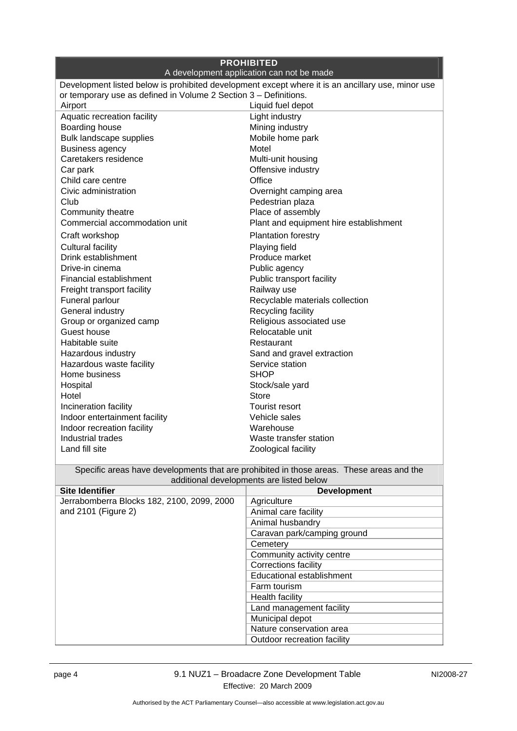| **PROHIBITED**<br>A development application can not be made | |
|---|---|
| Development listed below is prohibited development except where it is an ancillary use, minor use or temporary use as defined in Volume 2 Section 3 – Definitions. | |
| Airport | Liquid fuel depot |
| Aquatic recreation facility | Light industry |
| Boarding house | Mining industry |
| Bulk landscape supplies | Mobile home park |
| Business agency | Motel |
| Caretakers residence | Multi-unit housing |
| Car park | Offensive industry |
| Child care centre | Office |
| Civic administration | Overnight camping area |
| Club | Pedestrian plaza |
| Community theatre | Place of assembly |
| Commercial accommodation unit | Plant and equipment hire establishment |
| Craft workshop | Plantation forestry |
| Cultural facility | Playing field |
| Drink establishment | Produce market |
| Drive-in cinema | Public agency |
| Financial establishment | Public transport facility |
| Freight transport facility | Railway use |
| Funeral parlour | Recyclable materials collection |
| General industry | Recycling facility |
| Group or organized camp | Religious associated use |
| Guest house | Relocatable unit |
| Habitable suite | Restaurant |
| Hazardous industry | Sand and gravel extraction |
| Hazardous waste facility | Service station |
| Home business | SHOP |
| Hospital | Stock/sale yard |
| Hotel | Store |
| Incineration facility | Tourist resort |
| Indoor entertainment facility | Vehicle sales |
| Indoor recreation facility | Warehouse |
| Industrial trades | Waste transfer station |
| Land fill site | Zoological facility |

Specific areas have developments that are prohibited in those areas. These areas and the additional developments are listed below

| Site Identifier | Development |
|---|---|
| Jerrabomberra Blocks 182, 2100, 2099, 2000 and 2101 (Figure 2) | Agriculture |
| | Animal care facility |
| | Animal husbandry |
| | Caravan park/camping ground |
| | Cemetery |
| | Community activity centre |
| | Corrections facility |
| | Educational establishment |
| | Farm tourism |
| | Health facility |
| | Land management facility |
| | Municipal depot |
| | Nature conservation area |
| | Outdoor recreation facility |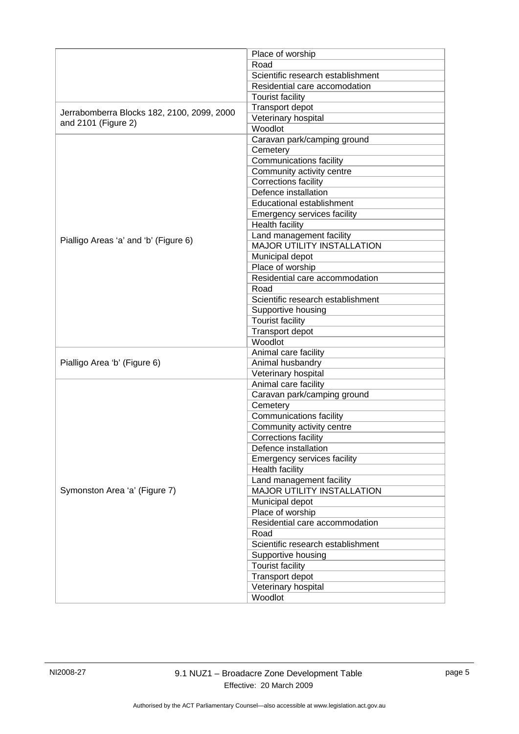| | |
|---|---|
| Jerrabomberra Blocks 182, 2100, 2099, 2000 and 2101 (Figure 2) | Place of worship |
| | Road |
| | Scientific research establishment |
| | Residential care accomodation |
| | Tourist facility |
| | Transport depot |
| | Veterinary hospital |
| | Woodlot |
| Pialligo Areas 'a' and 'b' (Figure 6) | Caravan park/camping ground |
| | Cemetery |
| | Communications facility |
| | Community activity centre |
| | Corrections facility |
| | Defence installation |
| | Educational establishment |
| | Emergency services facility |
| | Health facility |
| | Land management facility |
| | MAJOR UTILITY INSTALLATION |
| | Municipal depot |
| | Place of worship |
| | Residential care accommodation |
| | Road |
| | Scientific research establishment |
| | Supportive housing |
| | Tourist facility |
| | Transport depot |
| | Woodlot |
| Pialligo Area 'b' (Figure 6) | Animal care facility |
| | Animal husbandry |
| | Veterinary hospital |
| Symonston Area 'a' (Figure 7) | Animal care facility |
| | Caravan park/camping ground |
| | Cemetery |
| | Communications facility |
| | Community activity centre |
| | Corrections facility |
| | Defence installation |
| | Emergency services facility |
| | Health facility |
| | Land management facility |
| | MAJOR UTILITY INSTALLATION |
| | Municipal depot |
| | Place of worship |
| | Residential care accommodation |
| | Road |
| | Scientific research establishment |
| | Supportive housing |
| | Tourist facility |
| | Transport depot |
| | Veterinary hospital |
| | Woodlot |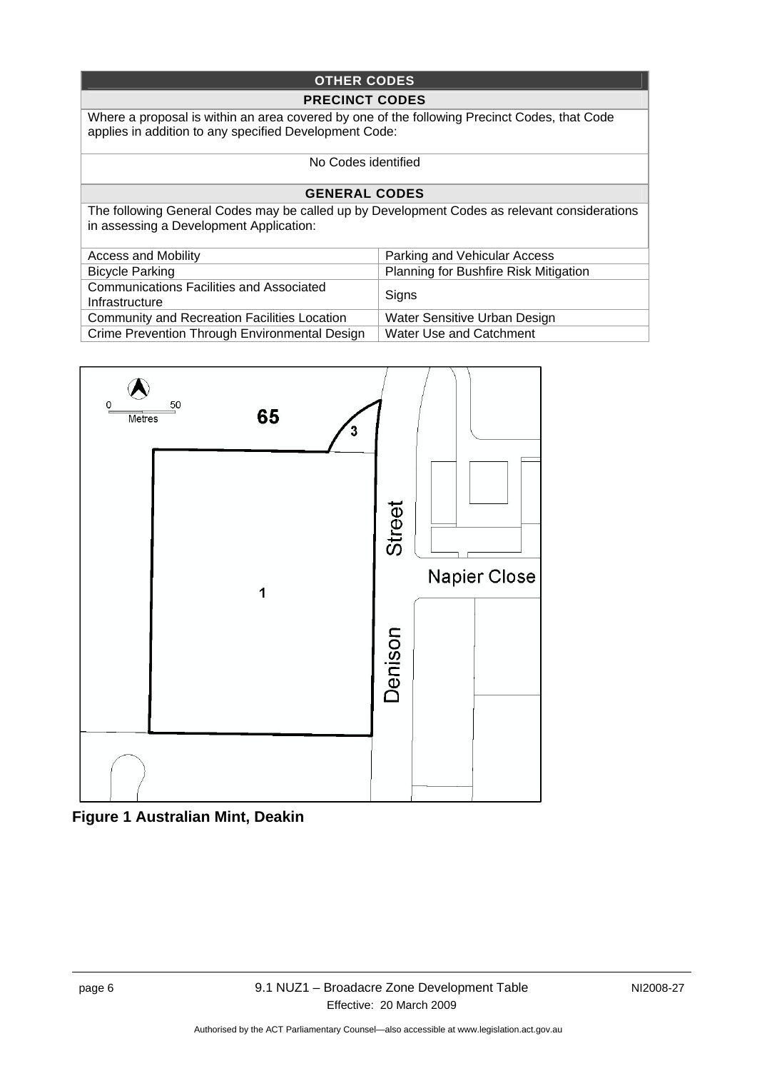| OTHER CODES | |
|---|---|
| **PRECINCT CODES** | |
| Where a proposal is within an area covered by one of the following Precinct Codes, that Code applies in addition to any specified Development Code: | |
| No Codes identified | |
| **GENERAL CODES** | |
| The following General Codes may be called up by Development Codes as relevant considerations in assessing a Development Application: | |
| Access and Mobility | Parking and Vehicular Access |
| Bicycle Parking | Planning for Bushfire Risk Mitigation |
| Communications Facilities and Associated Infrastructure | Signs |
| Community and Recreation Facilities Location | Water Sensitive Urban Design |
| Crime Prevention Through Environmental Design | Water Use and Catchment |

**Figure 1 Australian Mint, Deakin**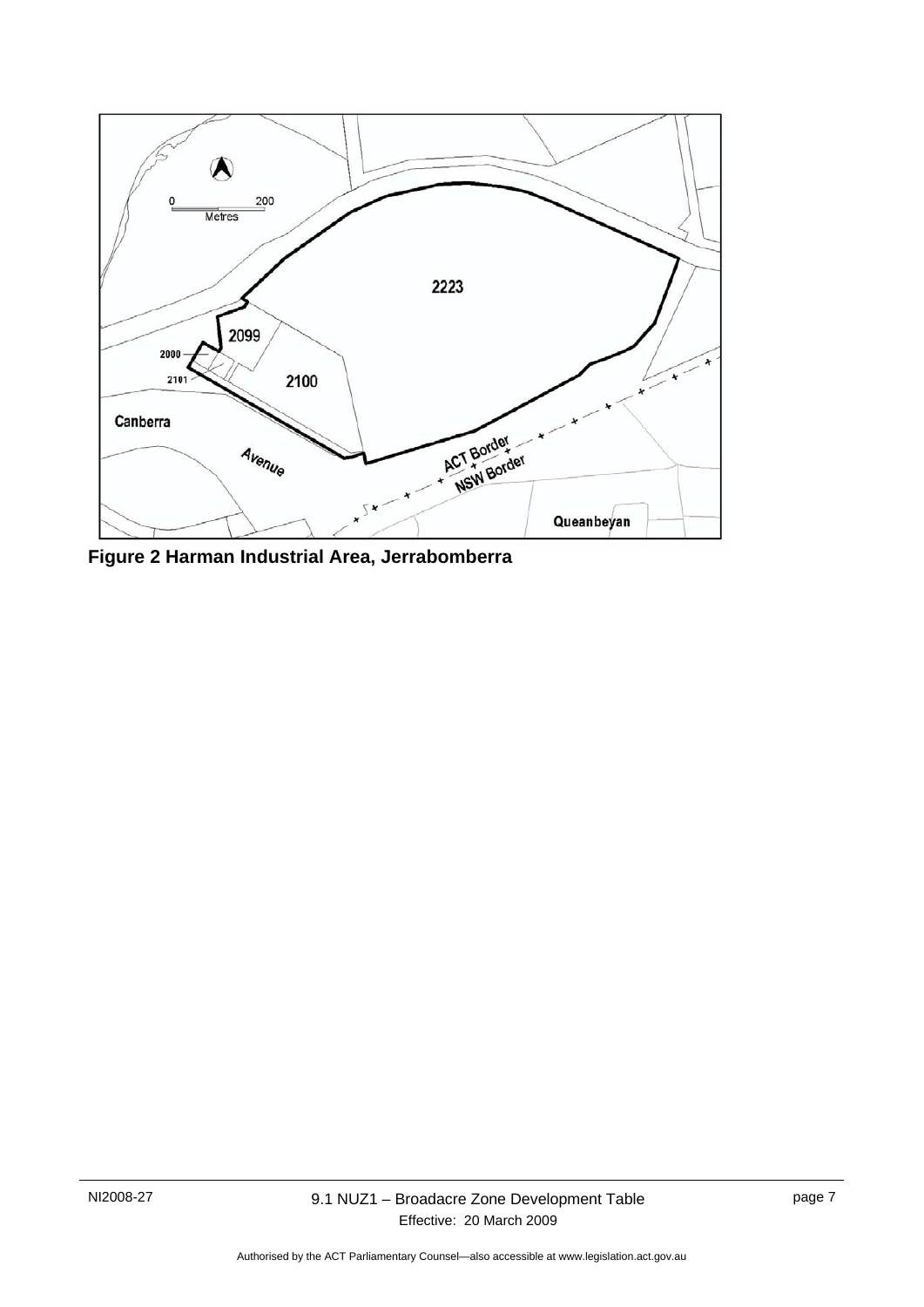**Figure 2 Harman Industrial Area, Jerrabomberra**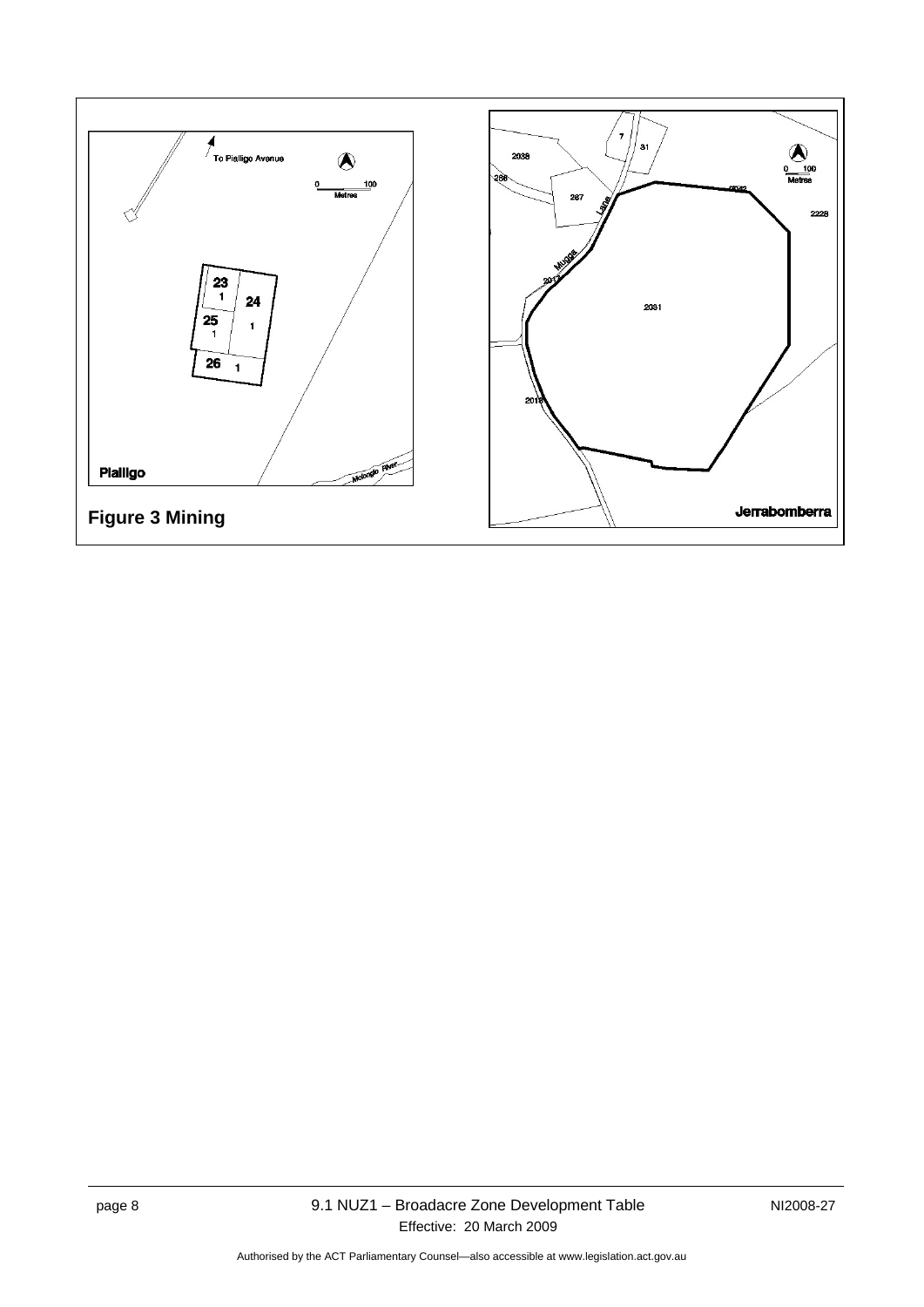**Figure 3 Mining**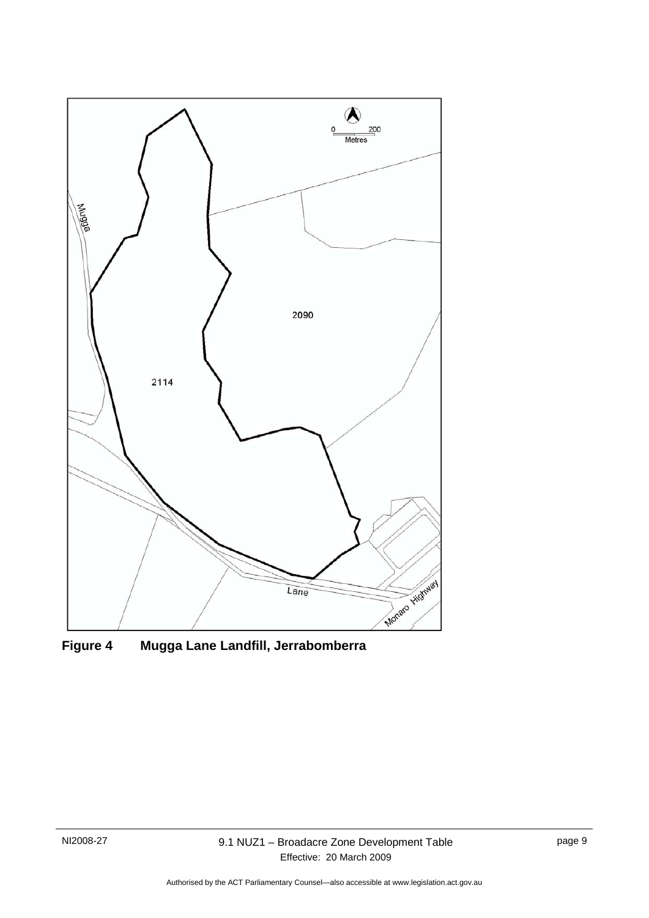**Figure 4 Mugga Lane Landfill, Jerrabomberra**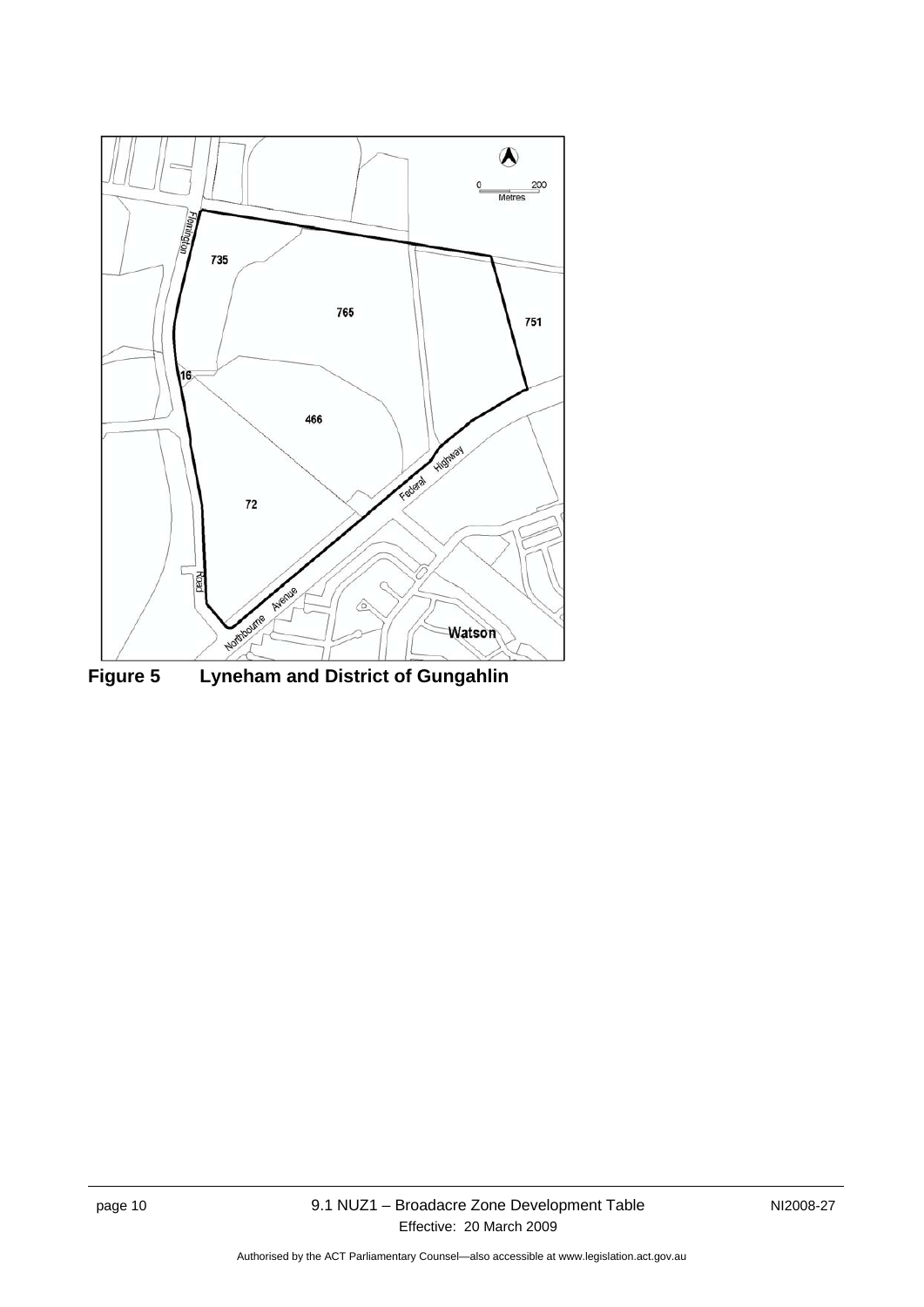**Figure 5 Lyneham and District of Gungahlin**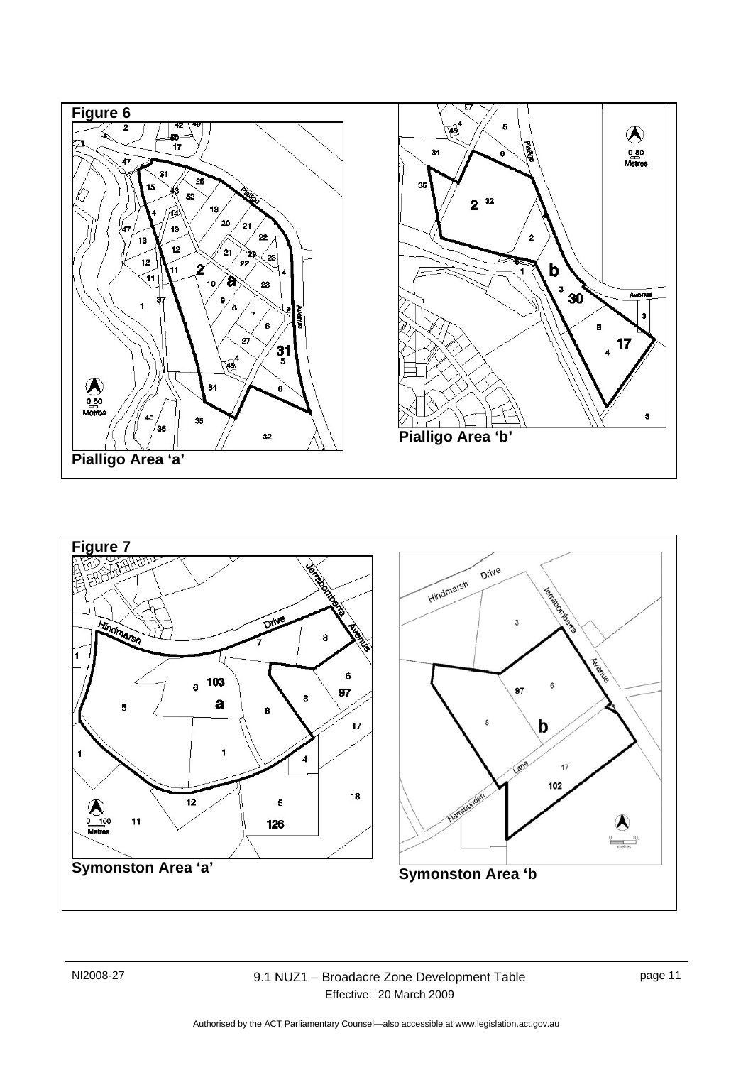**Figure 6**

**Pialligo Area 'a'**

**Pialligo Area 'b'**

**Figure 7**

**Symonston Area 'a'**

**Symonston Area 'b**